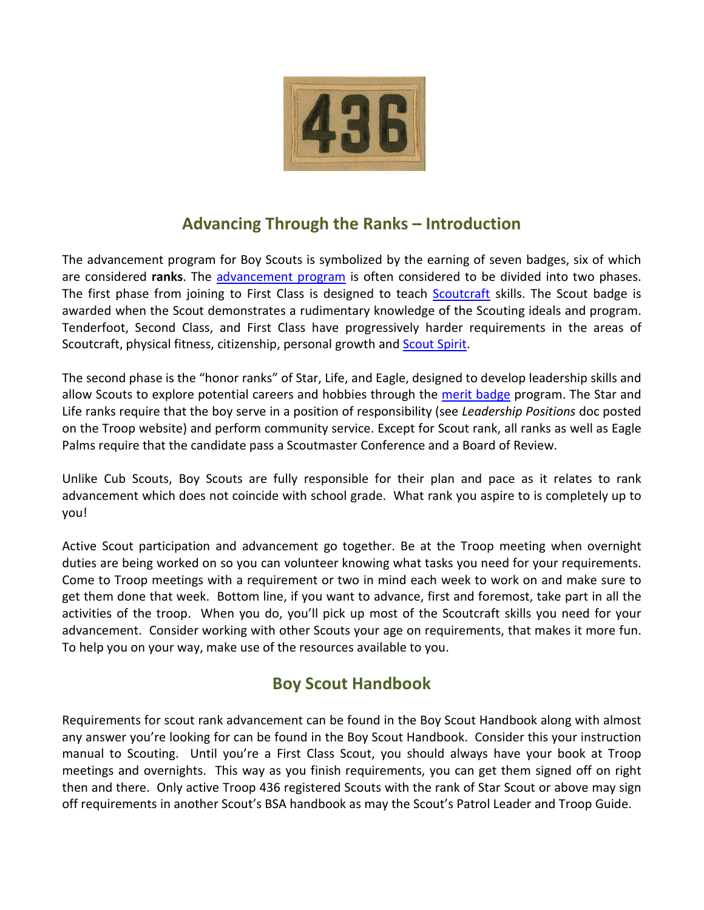## Advancing Through the Ranks – Introduction

The advancement program for Boy Scouts is symbolized by the earning of seven badges, six of which are considered **ranks**. The advancement program is often considered to be divided into two phases. The first phase from joining to First Class is designed to teach Scoutcraft skills. The Scout badge is awarded when the Scout demonstrates a rudimentary knowledge of the Scouting ideals and program. Tenderfoot, Second Class, and First Class have progressively harder requirements in the areas of Scoutcraft, physical fitness, citizenship, personal growth and Scout Spirit.

The second phase is the "honor ranks" of Star, Life, and Eagle, designed to develop leadership skills and allow Scouts to explore potential careers and hobbies through the merit badge program. The Star and Life ranks require that the boy serve in a position of responsibility (see *Leadership Positions* doc posted on the Troop website) and perform community service. Except for Scout rank, all ranks as well as Eagle Palms require that the candidate pass a Scoutmaster Conference and a Board of Review.

Unlike Cub Scouts, Boy Scouts are fully responsible for their plan and pace as it relates to rank advancement which does not coincide with school grade. What rank you aspire to is completely up to you!

Active Scout participation and advancement go together. Be at the Troop meeting when overnight duties are being worked on so you can volunteer knowing what tasks you need for your requirements. Come to Troop meetings with a requirement or two in mind each week to work on and make sure to get them done that week. Bottom line, if you want to advance, first and foremost, take part in all the activities of the troop. When you do, you'll pick up most of the Scoutcraft skills you need for your advancement. Consider working with other Scouts your age on requirements, that makes it more fun. To help you on your way, make use of the resources available to you.

## Boy Scout Handbook

Requirements for scout rank advancement can be found in the Boy Scout Handbook along with almost any answer you're looking for can be found in the Boy Scout Handbook. Consider this your instruction manual to Scouting. Until you're a First Class Scout, you should always have your book at Troop meetings and overnights. This way as you finish requirements, you can get them signed off on right then and there. Only active Troop 436 registered Scouts with the rank of Star Scout or above may sign off requirements in another Scout's BSA handbook as may the Scout's Patrol Leader and Troop Guide.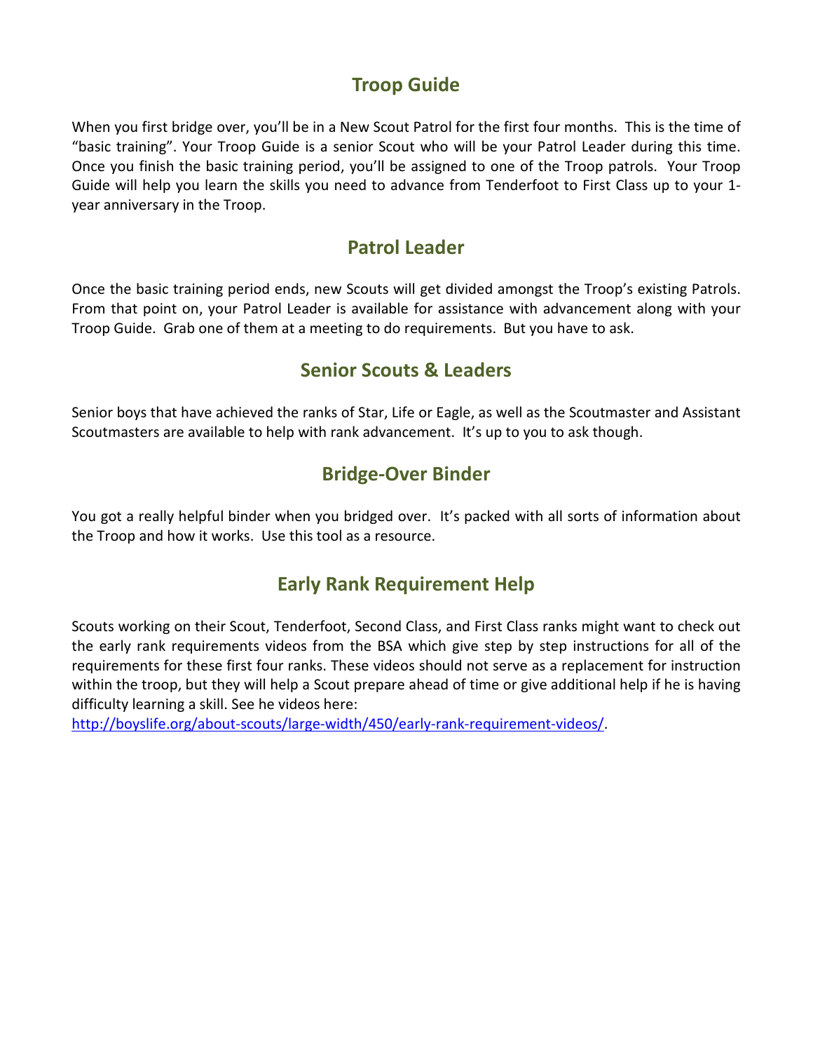## Troop Guide

When you first bridge over, you'll be in a New Scout Patrol for the first four months. This is the time of "basic training". Your Troop Guide is a senior Scout who will be your Patrol Leader during this time. Once you finish the basic training period, you'll be assigned to one of the Troop patrols. Your Troop Guide will help you learn the skills you need to advance from Tenderfoot to First Class up to your 1-year anniversary in the Troop.

## Patrol Leader

Once the basic training period ends, new Scouts will get divided amongst the Troop's existing Patrols. From that point on, your Patrol Leader is available for assistance with advancement along with your Troop Guide. Grab one of them at a meeting to do requirements. But you have to ask.

## Senior Scouts & Leaders

Senior boys that have achieved the ranks of Star, Life or Eagle, as well as the Scoutmaster and Assistant Scoutmasters are available to help with rank advancement. It's up to you to ask though.

## Bridge-Over Binder

You got a really helpful binder when you bridged over. It's packed with all sorts of information about the Troop and how it works. Use this tool as a resource.

## Early Rank Requirement Help

Scouts working on their Scout, Tenderfoot, Second Class, and First Class ranks might want to check out the early rank requirements videos from the BSA which give step by step instructions for all of the requirements for these first four ranks. These videos should not serve as a replacement for instruction within the troop, but they will help a Scout prepare ahead of time or give additional help if he is having difficulty learning a skill. See he videos here:
[http://boyslife.org/about-scouts/large-width/450/early-rank-requirement-videos/](http://boyslife.org/about-scouts/large-width/450/early-rank-requirement-videos/).